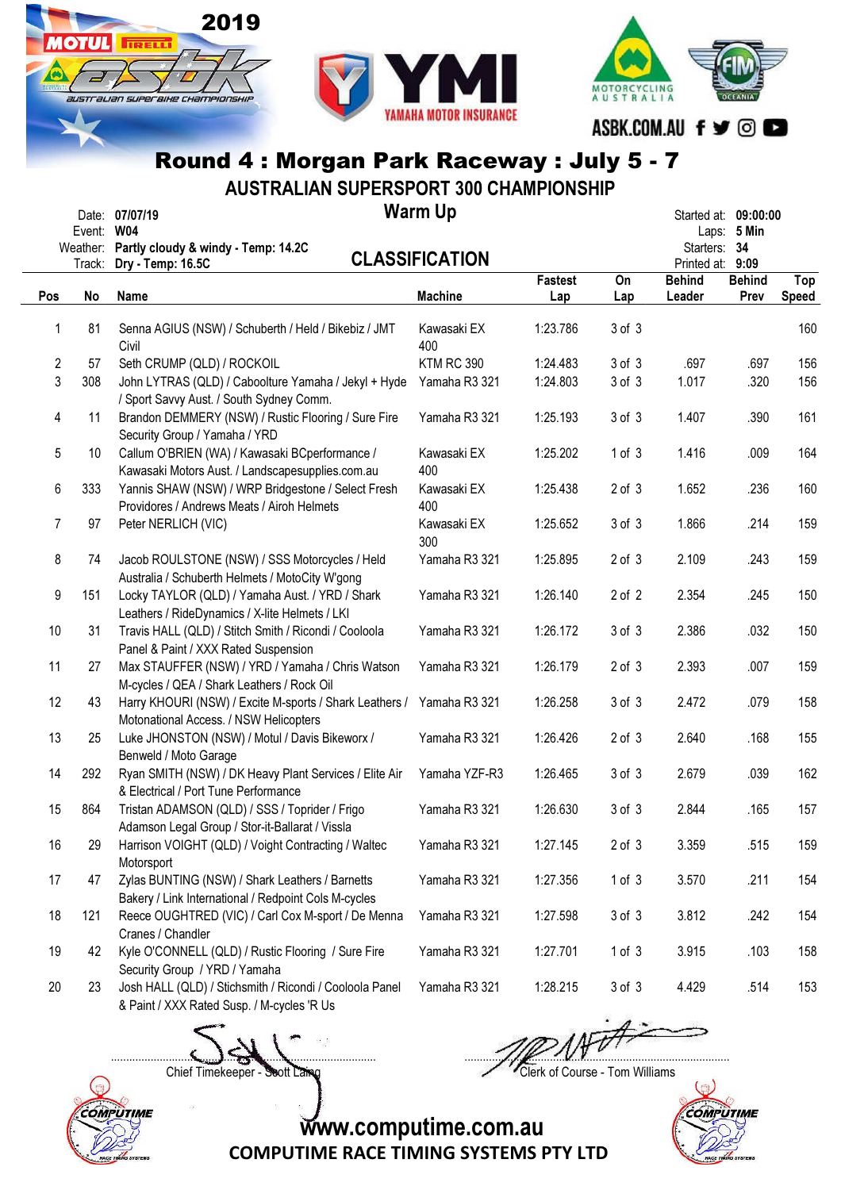2019 MOTUL PIRELLI ASBK Australian Superbike Championship

YMI Yamaha Motor Insurance

Motorcycling Australia · FIM Oceania

ASBK.COM.AU

# Round 4 : Morgan Park Raceway : July 5 - 7

## AUSTRALIAN SUPERSPORT 300 CHAMPIONSHIP

### Warm Up

### CLASSIFICATION

Date: **07/07/19**
Event: **W04**
Weather: **Partly cloudy & windy - Temp: 14.2C**
Track: **Dry - Temp: 16.5C**

Started at: **09:00:00**
Laps: **5 Min**
Starters: **34**
Printed at: **9:09**

| Pos | No | Name | Machine | Fastest Lap | On Lap | Behind Leader | Behind Prev | Top Speed |
|---|---|---|---|---|---|---|---|---|
| 1 | 81 | Senna AGIUS (NSW) / Schuberth / Held / Bikebiz / JMT Civil | Kawasaki EX 400 | 1:23.786 | 3 of 3 | | | 160 |
| 2 | 57 | Seth CRUMP (QLD) / ROCKOIL | KTM RC 390 | 1:24.483 | 3 of 3 | .697 | .697 | 156 |
| 3 | 308 | John LYTRAS (QLD) / Caboolture Yamaha / Jekyl + Hyde / Sport Savvy Aust. / South Sydney Comm. | Yamaha R3 321 | 1:24.803 | 3 of 3 | 1.017 | .320 | 156 |
| 4 | 11 | Brandon DEMMERY (NSW) / Rustic Flooring / Sure Fire Security Group / Yamaha / YRD | Yamaha R3 321 | 1:25.193 | 3 of 3 | 1.407 | .390 | 161 |
| 5 | 10 | Callum O'BRIEN (WA) / Kawasaki BCperformance / Kawasaki Motors Aust. / Landscapesupplies.com.au | Kawasaki EX 400 | 1:25.202 | 1 of 3 | 1.416 | .009 | 164 |
| 6 | 333 | Yannis SHAW (NSW) / WRP Bridgestone / Select Fresh Providores / Andrews Meats / Airoh Helmets | Kawasaki EX 400 | 1:25.438 | 2 of 3 | 1.652 | .236 | 160 |
| 7 | 97 | Peter NERLICH (VIC) | Kawasaki EX 300 | 1:25.652 | 3 of 3 | 1.866 | .214 | 159 |
| 8 | 74 | Jacob ROULSTONE (NSW) / SSS Motorcycles / Held Australia / Schuberth Helmets / MotoCity W'gong | Yamaha R3 321 | 1:25.895 | 2 of 3 | 2.109 | .243 | 159 |
| 9 | 151 | Locky TAYLOR (QLD) / Yamaha Aust. / YRD / Shark Leathers / RideDynamics / X-lite Helmets / LKI | Yamaha R3 321 | 1:26.140 | 2 of 2 | 2.354 | .245 | 150 |
| 10 | 31 | Travis HALL (QLD) / Stitch Smith / Ricondi / Cooloola Panel & Paint / XXX Rated Suspension | Yamaha R3 321 | 1:26.172 | 3 of 3 | 2.386 | .032 | 150 |
| 11 | 27 | Max STAUFFER (NSW) / YRD / Yamaha / Chris Watson M-cycles / QEA / Shark Leathers / Rock Oil | Yamaha R3 321 | 1:26.179 | 2 of 3 | 2.393 | .007 | 159 |
| 12 | 43 | Harry KHOURI (NSW) / Excite M-sports / Shark Leathers / Motonational Access. / NSW Helicopters | Yamaha R3 321 | 1:26.258 | 3 of 3 | 2.472 | .079 | 158 |
| 13 | 25 | Luke JHONSTON (NSW) / Motul / Davis Bikeworx / Benweld / Moto Garage | Yamaha R3 321 | 1:26.426 | 2 of 3 | 2.640 | .168 | 155 |
| 14 | 292 | Ryan SMITH (NSW) / DK Heavy Plant Services / Elite Air & Electrical / Port Tune Performance | Yamaha YZF-R3 | 1:26.465 | 3 of 3 | 2.679 | .039 | 162 |
| 15 | 864 | Tristan ADAMSON (QLD) / SSS / Toprider / Frigo Adamson Legal Group / Stor-it-Ballarat / Vissla | Yamaha R3 321 | 1:26.630 | 3 of 3 | 2.844 | .165 | 157 |
| 16 | 29 | Harrison VOIGHT (QLD) / Voight Contracting / Waltec Motorsport | Yamaha R3 321 | 1:27.145 | 2 of 3 | 3.359 | .515 | 159 |
| 17 | 47 | Zylas BUNTING (NSW) / Shark Leathers / Barnetts Bakery / Link International / Redpoint Cols M-cycles | Yamaha R3 321 | 1:27.356 | 1 of 3 | 3.570 | .211 | 154 |
| 18 | 121 | Reece OUGHTRED (VIC) / Carl Cox M-sport / De Menna Cranes / Chandler | Yamaha R3 321 | 1:27.598 | 3 of 3 | 3.812 | .242 | 154 |
| 19 | 42 | Kyle O'CONNELL (QLD) / Rustic Flooring / Sure Fire Security Group / YRD / Yamaha | Yamaha R3 321 | 1:27.701 | 1 of 3 | 3.915 | .103 | 158 |
| 20 | 23 | Josh HALL (QLD) / Stichsmith / Ricondi / Cooloola Panel & Paint / XXX Rated Susp. / M-cycles 'R Us | Yamaha R3 321 | 1:28.215 | 3 of 3 | 4.429 | .514 | 153 |

Chief Timekeeper - Scott Laing

Clerk of Course - Tom Williams

www.computime.com.au

COMPUTIME RACE TIMING SYSTEMS PTY LTD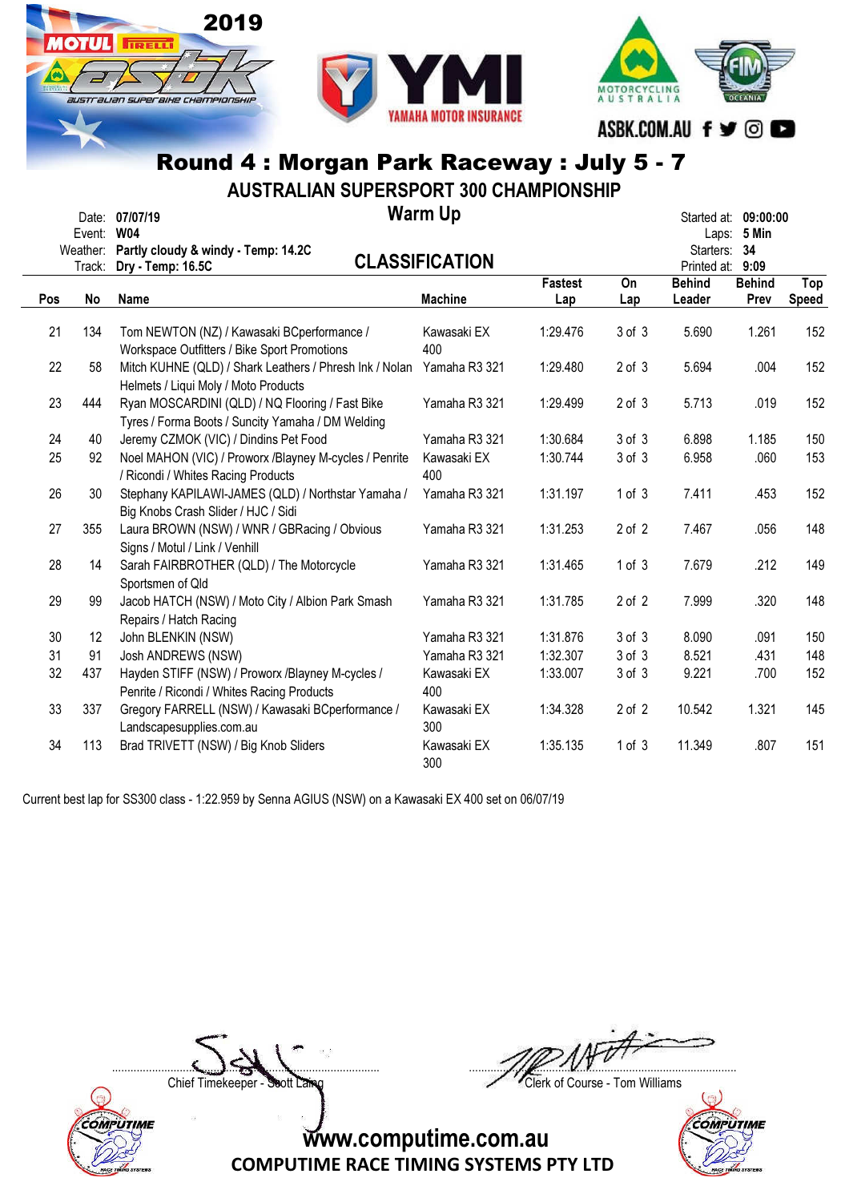# Round 4 : Morgan Park Raceway : July 5 - 7

## AUSTRALIAN SUPERSPORT 300 CHAMPIONSHIP

### Warm Up

Date: **07/07/19**
Event: **W04**
Weather: **Partly cloudy & windy - Temp: 14.2C**
Track: **Dry - Temp: 16.5C**

Started at: **09:00:00**
Laps: **5 Min**
Starters: **34**
Printed at: **9:09**

### CLASSIFICATION

| Pos | No | Name | Machine | Fastest Lap | On Lap | Behind Leader | Behind Prev | Top Speed |
|---|---|---|---|---|---|---|---|---|
| 21 | 134 | Tom NEWTON (NZ) / Kawasaki BCperformance / Workspace Outfitters / Bike Sport Promotions | Kawasaki EX 400 | 1:29.476 | 3 of 3 | 5.690 | 1.261 | 152 |
| 22 | 58 | Mitch KUHNE (QLD) / Shark Leathers / Phresh Ink / Nolan Helmets / Liqui Moly / Moto Products | Yamaha R3 321 | 1:29.480 | 2 of 3 | 5.694 | .004 | 152 |
| 23 | 444 | Ryan MOSCARDINI (QLD) / NQ Flooring / Fast Bike Tyres / Forma Boots / Suncity Yamaha / DM Welding | Yamaha R3 321 | 1:29.499 | 2 of 3 | 5.713 | .019 | 152 |
| 24 | 40 | Jeremy CZMOK (VIC) / Dindins Pet Food | Yamaha R3 321 | 1:30.684 | 3 of 3 | 6.898 | 1.185 | 150 |
| 25 | 92 | Noel MAHON (VIC) / Proworx /Blayney M-cycles / Penrite / Ricondi / Whites Racing Products | Kawasaki EX 400 | 1:30.744 | 3 of 3 | 6.958 | .060 | 153 |
| 26 | 30 | Stephany KAPILAWI-JAMES (QLD) / Northstar Yamaha / Big Knobs Crash Slider / HJC / Sidi | Yamaha R3 321 | 1:31.197 | 1 of 3 | 7.411 | .453 | 152 |
| 27 | 355 | Laura BROWN (NSW) / WNR / GBRacing / Obvious Signs / Motul / Link / Venhill | Yamaha R3 321 | 1:31.253 | 2 of 2 | 7.467 | .056 | 148 |
| 28 | 14 | Sarah FAIRBROTHER (QLD) / The Motorcycle Sportsmen of Qld | Yamaha R3 321 | 1:31.465 | 1 of 3 | 7.679 | .212 | 149 |
| 29 | 99 | Jacob HATCH (NSW) / Moto City / Albion Park Smash Repairs / Hatch Racing | Yamaha R3 321 | 1:31.785 | 2 of 2 | 7.999 | .320 | 148 |
| 30 | 12 | John BLENKIN (NSW) | Yamaha R3 321 | 1:31.876 | 3 of 3 | 8.090 | .091 | 150 |
| 31 | 91 | Josh ANDREWS (NSW) | Yamaha R3 321 | 1:32.307 | 3 of 3 | 8.521 | .431 | 148 |
| 32 | 437 | Hayden STIFF (NSW) / Proworx /Blayney M-cycles / Penrite / Ricondi / Whites Racing Products | Kawasaki EX 400 | 1:33.007 | 3 of 3 | 9.221 | .700 | 152 |
| 33 | 337 | Gregory FARRELL (NSW) / Kawasaki BCperformance / Landscapesupplies.com.au | Kawasaki EX 300 | 1:34.328 | 2 of 2 | 10.542 | 1.321 | 145 |
| 34 | 113 | Brad TRIVETT (NSW) / Big Knob Sliders | Kawasaki EX 300 | 1:35.135 | 1 of 3 | 11.349 | .807 | 151 |

Current best lap for SS300 class - 1:22.959 by Senna AGIUS (NSW) on a Kawasaki EX 400 set on 06/07/19

Chief Timekeeper - Scott Laing

Clerk of Course - Tom Williams

www.computime.com.au
COMPUTIME RACE TIMING SYSTEMS PTY LTD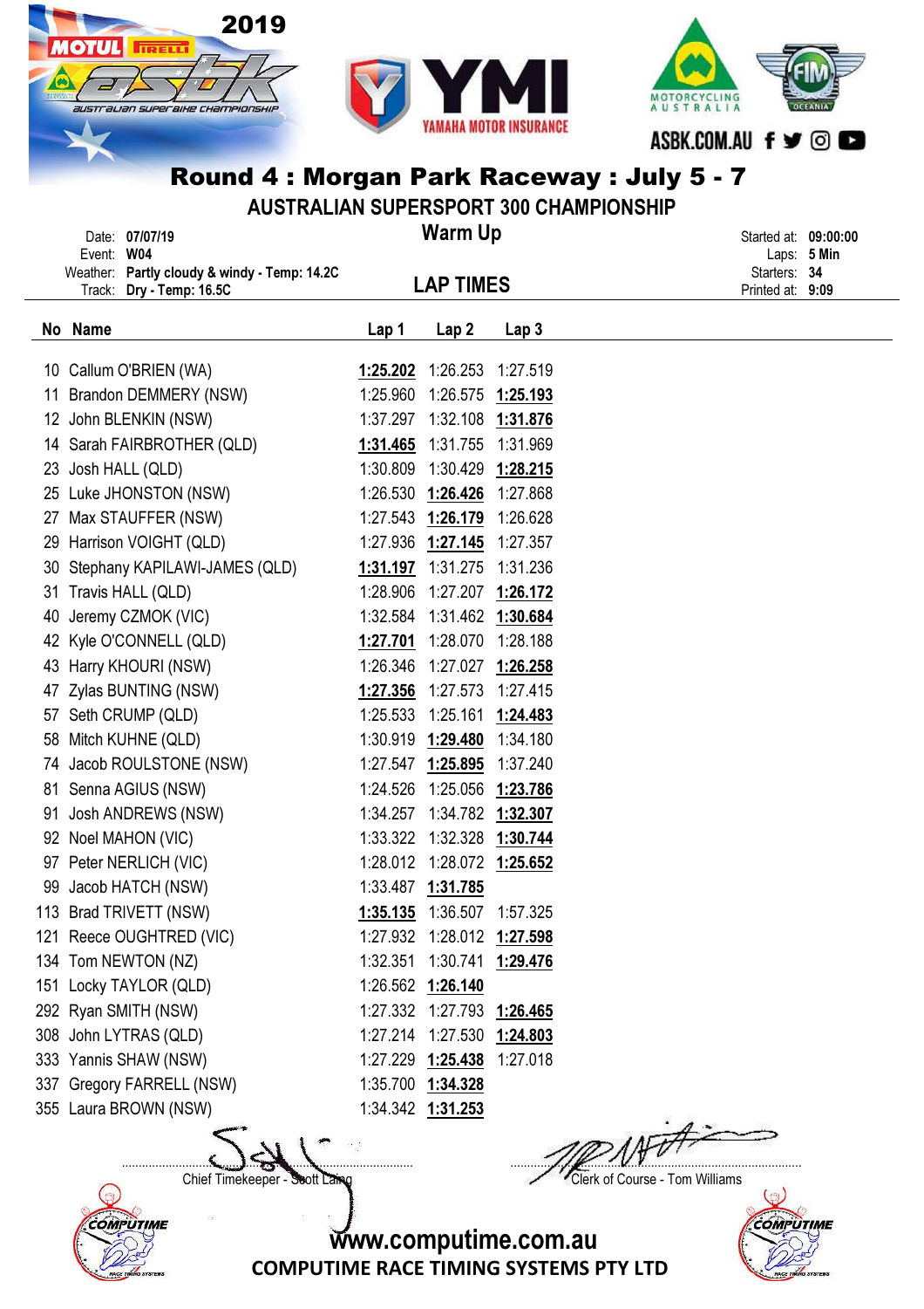2019

# Round 4 : Morgan Park Raceway : July 5 - 7

## AUSTRALIAN SUPERSPORT 300 CHAMPIONSHIP

### Warm Up

### LAP TIMES

Date: **07/07/19**
Event: **W04**
Weather: **Partly cloudy & windy - Temp: 14.2C**
Track: **Dry - Temp: 16.5C**

Started at: **09:00:00**
Laps: **5 Min**
Starters: **34**
Printed at: **9:09**

| No | Name | Lap 1 | Lap 2 | Lap 3 |
|---|---|---|---|---|
| 10 | Callum O'BRIEN (WA) | **1:25.202** | 1:26.253 | 1:27.519 |
| 11 | Brandon DEMMERY (NSW) | 1:25.960 | 1:26.575 | **1:25.193** |
| 12 | John BLENKIN (NSW) | 1:37.297 | 1:32.108 | **1:31.876** |
| 14 | Sarah FAIRBROTHER (QLD) | **1:31.465** | 1:31.755 | 1:31.969 |
| 23 | Josh HALL (QLD) | 1:30.809 | 1:30.429 | **1:28.215** |
| 25 | Luke JHONSTON (NSW) | 1:26.530 | **1:26.426** | 1:27.868 |
| 27 | Max STAUFFER (NSW) | 1:27.543 | **1:26.179** | 1:26.628 |
| 29 | Harrison VOIGHT (QLD) | 1:27.936 | **1:27.145** | 1:27.357 |
| 30 | Stephany KAPILAWI-JAMES (QLD) | **1:31.197** | 1:31.275 | 1:31.236 |
| 31 | Travis HALL (QLD) | 1:28.906 | 1:27.207 | **1:26.172** |
| 40 | Jeremy CZMOK (VIC) | 1:32.584 | 1:31.462 | **1:30.684** |
| 42 | Kyle O'CONNELL (QLD) | **1:27.701** | 1:28.070 | 1:28.188 |
| 43 | Harry KHOURI (NSW) | 1:26.346 | 1:27.027 | **1:26.258** |
| 47 | Zylas BUNTING (NSW) | **1:27.356** | 1:27.573 | 1:27.415 |
| 57 | Seth CRUMP (QLD) | 1:25.533 | 1:25.161 | **1:24.483** |
| 58 | Mitch KUHNE (QLD) | 1:30.919 | **1:29.480** | 1:34.180 |
| 74 | Jacob ROULSTONE (NSW) | 1:27.547 | **1:25.895** | 1:37.240 |
| 81 | Senna AGIUS (NSW) | 1:24.526 | 1:25.056 | **1:23.786** |
| 91 | Josh ANDREWS (NSW) | 1:34.257 | 1:34.782 | **1:32.307** |
| 92 | Noel MAHON (VIC) | 1:33.322 | 1:32.328 | **1:30.744** |
| 97 | Peter NERLICH (VIC) | 1:28.012 | 1:28.072 | **1:25.652** |
| 99 | Jacob HATCH (NSW) | 1:33.487 | **1:31.785** | |
| 113 | Brad TRIVETT (NSW) | **1:35.135** | 1:36.507 | 1:57.325 |
| 121 | Reece OUGHTRED (VIC) | 1:27.932 | 1:28.012 | **1:27.598** |
| 134 | Tom NEWTON (NZ) | 1:32.351 | 1:30.741 | **1:29.476** |
| 151 | Locky TAYLOR (QLD) | 1:26.562 | **1:26.140** | |
| 292 | Ryan SMITH (NSW) | 1:27.332 | 1:27.793 | **1:26.465** |
| 308 | John LYTRAS (QLD) | 1:27.214 | 1:27.530 | **1:24.803** |
| 333 | Yannis SHAW (NSW) | 1:27.229 | **1:25.438** | 1:27.018 |
| 337 | Gregory FARRELL (NSW) | 1:35.700 | **1:34.328** | |
| 355 | Laura BROWN (NSW) | 1:34.342 | **1:31.253** | |

Chief Timekeeper - Scott Laing

Clerk of Course - Tom Williams

www.computime.com.au
COMPUTIME RACE TIMING SYSTEMS PTY LTD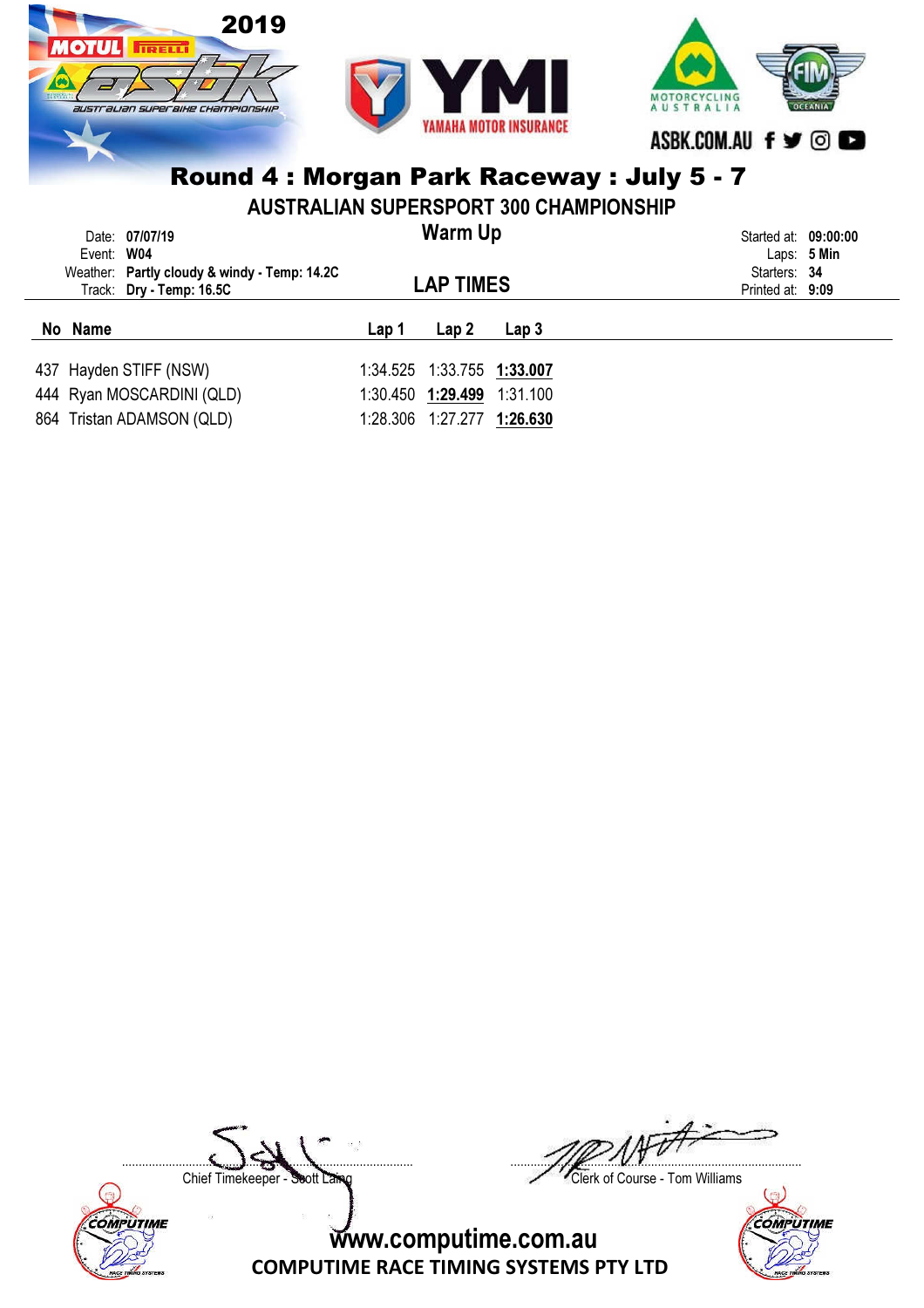# Round 4 : Morgan Park Raceway : July 5 - 7

## AUSTRALIAN SUPERSPORT 300 CHAMPIONSHIP

### Warm Up

### LAP TIMES

Date: **07/07/19**
Event: **W04**
Weather: **Partly cloudy & windy - Temp: 14.2C**
Track: **Dry - Temp: 16.5C**

Started at: **09:00:00**
Laps: **5 Min**
Starters: **34**
Printed at: **9:09**

| No | Name | Lap 1 | Lap 2 | Lap 3 |
|---|---|---|---|---|
| 437 | Hayden STIFF (NSW) | 1:34.525 | 1:33.755 | **1:33.007** |
| 444 | Ryan MOSCARDINI (QLD) | 1:30.450 | **1:29.499** | 1:31.100 |
| 864 | Tristan ADAMSON (QLD) | 1:28.306 | 1:27.277 | **1:26.630** |

Chief Timekeeper - Scott Laing

Clerk of Course - Tom Williams

www.computime.com.au
COMPUTIME RACE TIMING SYSTEMS PTY LTD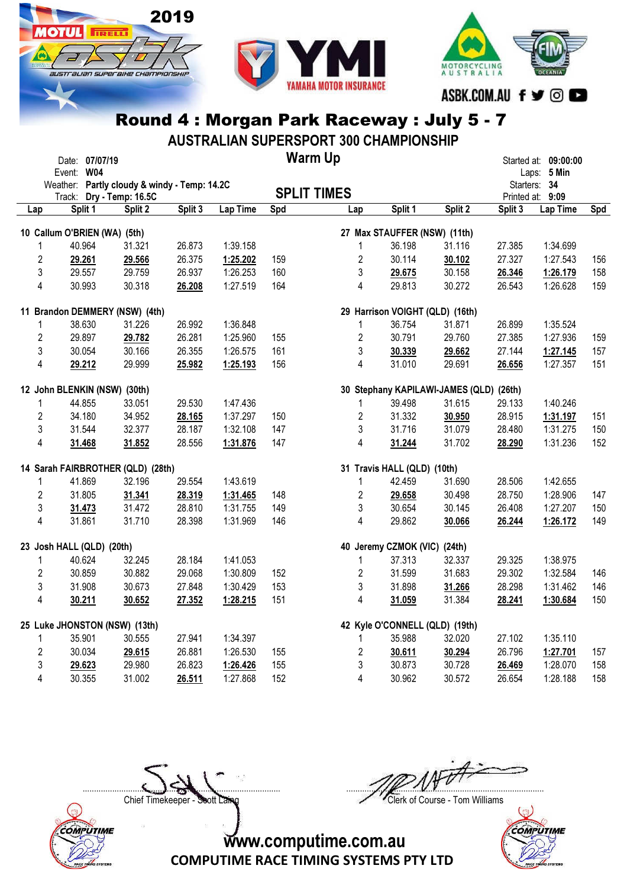# Round 4 : Morgan Park Raceway : July 5 - 7

## AUSTRALIAN SUPERSPORT 300 CHAMPIONSHIP

### Warm Up

### SPLIT TIMES

Date: **07/07/19**
Event: **W04**
Weather: **Partly cloudy & windy - Temp: 14.2C**
Track: **Dry - Temp: 16.5C**

Started at: **09:00:00**
Laps: **5 Min**
Starters: **34**
Printed at: **9:09**

**10 Callum O'BRIEN (WA) (5th)**

| Lap | Split 1 | Split 2 | Split 3 | Lap Time | Spd |
|---|---|---|---|---|---|
| 1 | 40.964 | 31.321 | 26.873 | 1:39.158 | |
| 2 | **29.261** | **29.566** | 26.375 | **1:25.202** | 159 |
| 3 | 29.557 | 29.759 | 26.937 | 1:26.253 | 160 |
| 4 | 30.993 | 30.318 | **26.208** | 1:27.519 | 164 |

**11 Brandon DEMMERY (NSW) (4th)**

| Lap | Split 1 | Split 2 | Split 3 | Lap Time | Spd |
|---|---|---|---|---|---|
| 1 | 38.630 | 31.226 | 26.992 | 1:36.848 | |
| 2 | 29.897 | **29.782** | 26.281 | 1:25.960 | 155 |
| 3 | 30.054 | 30.166 | 26.355 | 1:26.575 | 161 |
| 4 | **29.212** | 29.999 | **25.982** | **1:25.193** | 156 |

**12 John BLENKIN (NSW) (30th)**

| Lap | Split 1 | Split 2 | Split 3 | Lap Time | Spd |
|---|---|---|---|---|---|
| 1 | 44.855 | 33.051 | 29.530 | 1:47.436 | |
| 2 | 34.180 | 34.952 | **28.165** | 1:37.297 | 150 |
| 3 | 31.544 | 32.377 | 28.187 | 1:32.108 | 147 |
| 4 | **31.468** | **31.852** | 28.556 | **1:31.876** | 147 |

**14 Sarah FAIRBROTHER (QLD) (28th)**

| Lap | Split 1 | Split 2 | Split 3 | Lap Time | Spd |
|---|---|---|---|---|---|
| 1 | 41.869 | 32.196 | 29.554 | 1:43.619 | |
| 2 | 31.805 | **31.341** | **28.319** | **1:31.465** | 148 |
| 3 | **31.473** | 31.472 | 28.810 | 1:31.755 | 149 |
| 4 | 31.861 | 31.710 | 28.398 | 1:31.969 | 146 |

**23 Josh HALL (QLD) (20th)**

| Lap | Split 1 | Split 2 | Split 3 | Lap Time | Spd |
|---|---|---|---|---|---|
| 1 | 40.624 | 32.245 | 28.184 | 1:41.053 | |
| 2 | 30.859 | 30.882 | 29.068 | 1:30.809 | 152 |
| 3 | 31.908 | 30.673 | 27.848 | 1:30.429 | 153 |
| 4 | **30.211** | **30.652** | **27.352** | **1:28.215** | 151 |

**25 Luke JHONSTON (NSW) (13th)**

| Lap | Split 1 | Split 2 | Split 3 | Lap Time | Spd |
|---|---|---|---|---|---|
| 1 | 35.901 | 30.555 | 27.941 | 1:34.397 | |
| 2 | 30.034 | **29.615** | 26.881 | 1:26.530 | 155 |
| 3 | **29.623** | 29.980 | 26.823 | **1:26.426** | 155 |
| 4 | 30.355 | 31.002 | **26.511** | 1:27.868 | 152 |

**27 Max STAUFFER (NSW) (11th)**

| Lap | Split 1 | Split 2 | Split 3 | Lap Time | Spd |
|---|---|---|---|---|---|
| 1 | 36.198 | 31.116 | 27.385 | 1:34.699 | |
| 2 | 30.114 | **30.102** | 27.327 | 1:27.543 | 156 |
| 3 | **29.675** | 30.158 | **26.346** | **1:26.179** | 158 |
| 4 | 29.813 | 30.272 | 26.543 | 1:26.628 | 159 |

**29 Harrison VOIGHT (QLD) (16th)**

| Lap | Split 1 | Split 2 | Split 3 | Lap Time | Spd |
|---|---|---|---|---|---|
| 1 | 36.754 | 31.871 | 26.899 | 1:35.524 | |
| 2 | 30.791 | 29.760 | 27.385 | 1:27.936 | 159 |
| 3 | **30.339** | **29.662** | 27.144 | **1:27.145** | 157 |
| 4 | 31.010 | 29.691 | **26.656** | 1:27.357 | 151 |

**30 Stephany KAPILAWI-JAMES (QLD) (26th)**

| Lap | Split 1 | Split 2 | Split 3 | Lap Time | Spd |
|---|---|---|---|---|---|
| 1 | 39.498 | 31.615 | 29.133 | 1:40.246 | |
| 2 | 31.332 | **30.950** | 28.915 | **1:31.197** | 151 |
| 3 | 31.716 | 31.079 | 28.480 | 1:31.275 | 150 |
| 4 | **31.244** | 31.702 | **28.290** | 1:31.236 | 152 |

**31 Travis HALL (QLD) (10th)**

| Lap | Split 1 | Split 2 | Split 3 | Lap Time | Spd |
|---|---|---|---|---|---|
| 1 | 42.459 | 31.690 | 28.506 | 1:42.655 | |
| 2 | **29.658** | 30.498 | 28.750 | 1:28.906 | 147 |
| 3 | 30.654 | 30.145 | 26.408 | 1:27.207 | 150 |
| 4 | 29.862 | **30.066** | **26.244** | **1:26.172** | 149 |

**40 Jeremy CZMOK (VIC) (24th)**

| Lap | Split 1 | Split 2 | Split 3 | Lap Time | Spd |
|---|---|---|---|---|---|
| 1 | 37.313 | 32.337 | 29.325 | 1:38.975 | |
| 2 | 31.599 | 31.683 | 29.302 | 1:32.584 | 146 |
| 3 | 31.898 | **31.266** | 28.298 | 1:31.462 | 146 |
| 4 | **31.059** | 31.384 | **28.241** | **1:30.684** | 150 |

**42 Kyle O'CONNELL (QLD) (19th)**

| Lap | Split 1 | Split 2 | Split 3 | Lap Time | Spd |
|---|---|---|---|---|---|
| 1 | 35.988 | 32.020 | 27.102 | 1:35.110 | |
| 2 | **30.611** | **30.294** | 26.796 | **1:27.701** | 157 |
| 3 | 30.873 | 30.728 | **26.469** | 1:28.070 | 158 |
| 4 | 30.962 | 30.572 | 26.654 | 1:28.188 | 158 |

Chief Timekeeper - Scott Laing

Clerk of Course - Tom Williams

www.computime.com.au
COMPUTIME RACE TIMING SYSTEMS PTY LTD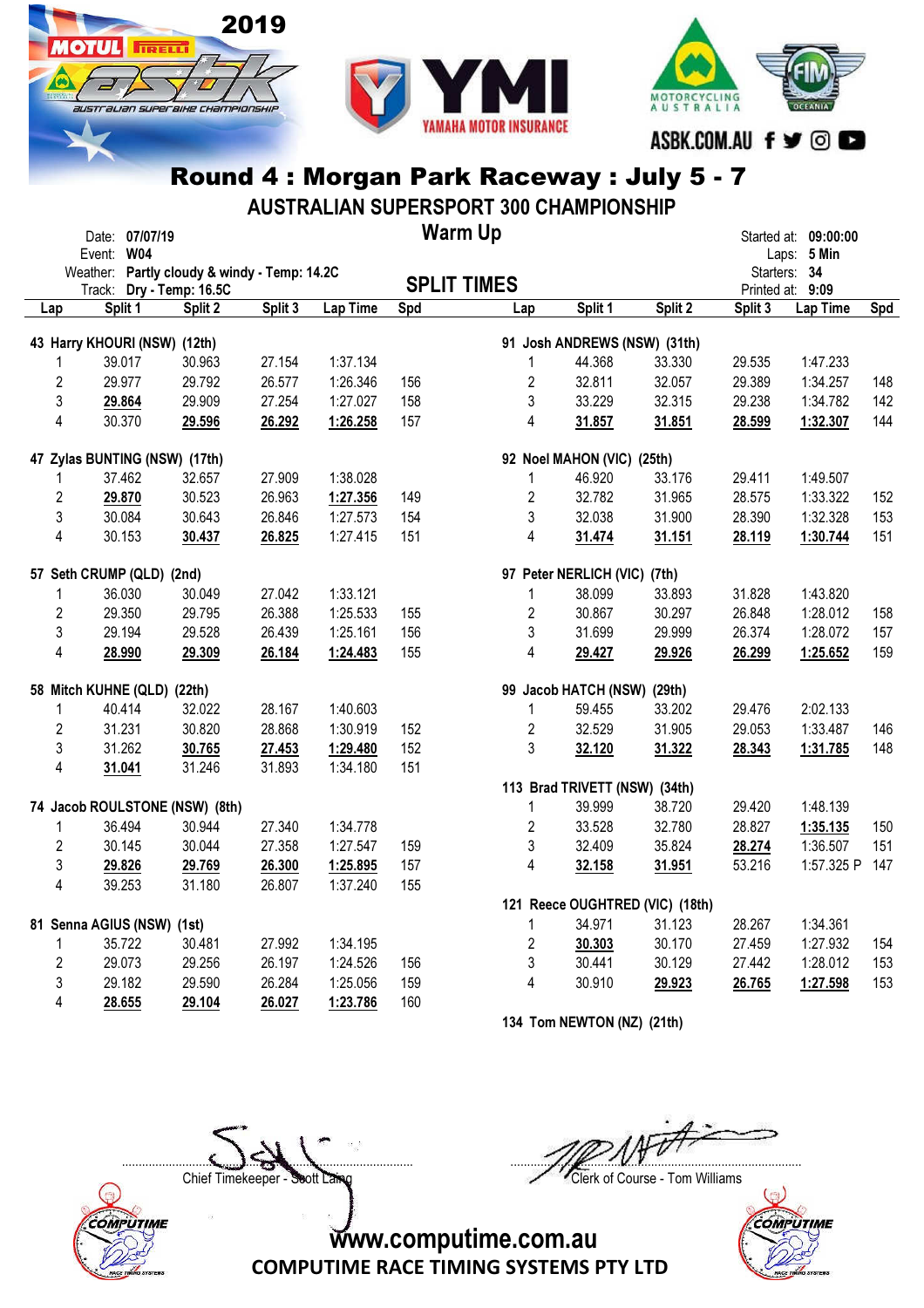# Round 4 : Morgan Park Raceway : July 5 - 7

## AUSTRALIAN SUPERSPORT 300 CHAMPIONSHIP

### Warm Up

### SPLIT TIMES

Date: 07/07/19
Event: W04
Weather: Partly cloudy & windy - Temp: 14.2C
Track: Dry - Temp: 16.5C

Started at: 09:00:00
Laps: 5 Min
Starters: 34
Printed at: 9:09

**43 Harry KHOURI (NSW) (12th)**

| Lap | Split 1 | Split 2 | Split 3 | Lap Time | Spd |
|---|---|---|---|---|---|
| 1 | 39.017 | 30.963 | 27.154 | 1:37.134 | |
| 2 | 29.977 | 29.792 | 26.577 | 1:26.346 | 156 |
| 3 | **29.864** | 29.909 | 27.254 | 1:27.027 | 158 |
| 4 | 30.370 | **29.596** | **26.292** | **1:26.258** | 157 |

**47 Zylas BUNTING (NSW) (17th)**

| Lap | Split 1 | Split 2 | Split 3 | Lap Time | Spd |
|---|---|---|---|---|---|
| 1 | 37.462 | 32.657 | 27.909 | 1:38.028 | |
| 2 | **29.870** | 30.523 | 26.963 | **1:27.356** | 149 |
| 3 | 30.084 | 30.643 | 26.846 | 1:27.573 | 154 |
| 4 | 30.153 | **30.437** | **26.825** | 1:27.415 | 151 |

**57 Seth CRUMP (QLD) (2nd)**

| Lap | Split 1 | Split 2 | Split 3 | Lap Time | Spd |
|---|---|---|---|---|---|
| 1 | 36.030 | 30.049 | 27.042 | 1:33.121 | |
| 2 | 29.350 | 29.795 | 26.388 | 1:25.533 | 155 |
| 3 | 29.194 | 29.528 | 26.439 | 1:25.161 | 156 |
| 4 | **28.990** | **29.309** | **26.184** | **1:24.483** | 155 |

**58 Mitch KUHNE (QLD) (22th)**

| Lap | Split 1 | Split 2 | Split 3 | Lap Time | Spd |
|---|---|---|---|---|---|
| 1 | 40.414 | 32.022 | 28.167 | 1:40.603 | |
| 2 | 31.231 | 30.820 | 28.868 | 1:30.919 | 152 |
| 3 | 31.262 | **30.765** | **27.453** | **1:29.480** | 152 |
| 4 | **31.041** | 31.246 | 31.893 | 1:34.180 | 151 |

**74 Jacob ROULSTONE (NSW) (8th)**

| Lap | Split 1 | Split 2 | Split 3 | Lap Time | Spd |
|---|---|---|---|---|---|
| 1 | 36.494 | 30.944 | 27.340 | 1:34.778 | |
| 2 | 30.145 | 30.044 | 27.358 | 1:27.547 | 159 |
| 3 | **29.826** | **29.769** | **26.300** | **1:25.895** | 157 |
| 4 | 39.253 | 31.180 | 26.807 | 1:37.240 | 155 |

**81 Senna AGIUS (NSW) (1st)**

| Lap | Split 1 | Split 2 | Split 3 | Lap Time | Spd |
|---|---|---|---|---|---|
| 1 | 35.722 | 30.481 | 27.992 | 1:34.195 | |
| 2 | 29.073 | 29.256 | 26.197 | 1:24.526 | 156 |
| 3 | 29.182 | 29.590 | 26.284 | 1:25.056 | 159 |
| 4 | **28.655** | **29.104** | **26.027** | **1:23.786** | 160 |

**91 Josh ANDREWS (NSW) (31th)**

| Lap | Split 1 | Split 2 | Split 3 | Lap Time | Spd |
|---|---|---|---|---|---|
| 1 | 44.368 | 33.330 | 29.535 | 1:47.233 | |
| 2 | 32.811 | 32.057 | 29.389 | 1:34.257 | 148 |
| 3 | 33.229 | 32.315 | 29.238 | 1:34.782 | 142 |
| 4 | **31.857** | **31.851** | **28.599** | **1:32.307** | 144 |

**92 Noel MAHON (VIC) (25th)**

| Lap | Split 1 | Split 2 | Split 3 | Lap Time | Spd |
|---|---|---|---|---|---|
| 1 | 46.920 | 33.176 | 29.411 | 1:49.507 | |
| 2 | 32.782 | 31.965 | 28.575 | 1:33.322 | 152 |
| 3 | 32.038 | 31.900 | 28.390 | 1:32.328 | 153 |
| 4 | **31.474** | **31.151** | **28.119** | **1:30.744** | 151 |

**97 Peter NERLICH (VIC) (7th)**

| Lap | Split 1 | Split 2 | Split 3 | Lap Time | Spd |
|---|---|---|---|---|---|
| 1 | 38.099 | 33.893 | 31.828 | 1:43.820 | |
| 2 | 30.867 | 30.297 | 26.848 | 1:28.012 | 158 |
| 3 | 31.699 | 29.999 | 26.374 | 1:28.072 | 157 |
| 4 | **29.427** | **29.926** | **26.299** | **1:25.652** | 159 |

**99 Jacob HATCH (NSW) (29th)**

| Lap | Split 1 | Split 2 | Split 3 | Lap Time | Spd |
|---|---|---|---|---|---|
| 1 | 59.455 | 33.202 | 29.476 | 2:02.133 | |
| 2 | 32.529 | 31.905 | 29.053 | 1:33.487 | 146 |
| 3 | **32.120** | **31.322** | **28.343** | **1:31.785** | 148 |

**113 Brad TRIVETT (NSW) (34th)**

| Lap | Split 1 | Split 2 | Split 3 | Lap Time | Spd |
|---|---|---|---|---|---|
| 1 | 39.999 | 38.720 | 29.420 | 1:48.139 | |
| 2 | 33.528 | 32.780 | 28.827 | **1:35.135** | 150 |
| 3 | 32.409 | 35.824 | **28.274** | 1:36.507 | 151 |
| 4 | **32.158** | **31.951** | 53.216 | 1:57.325 P | 147 |

**121 Reece OUGHTRED (VIC) (18th)**

| Lap | Split 1 | Split 2 | Split 3 | Lap Time | Spd |
|---|---|---|---|---|---|
| 1 | 34.971 | 31.123 | 28.267 | 1:34.361 | |
| 2 | **30.303** | 30.170 | 27.459 | 1:27.932 | 154 |
| 3 | 30.441 | 30.129 | 27.442 | 1:28.012 | 153 |
| 4 | 30.910 | **29.923** | **26.765** | **1:27.598** | 153 |

**134 Tom NEWTON (NZ) (21th)**

Chief Timekeeper - Scott Laing

Clerk of Course - Tom Williams

www.computime.com.au
COMPUTIME RACE TIMING SYSTEMS PTY LTD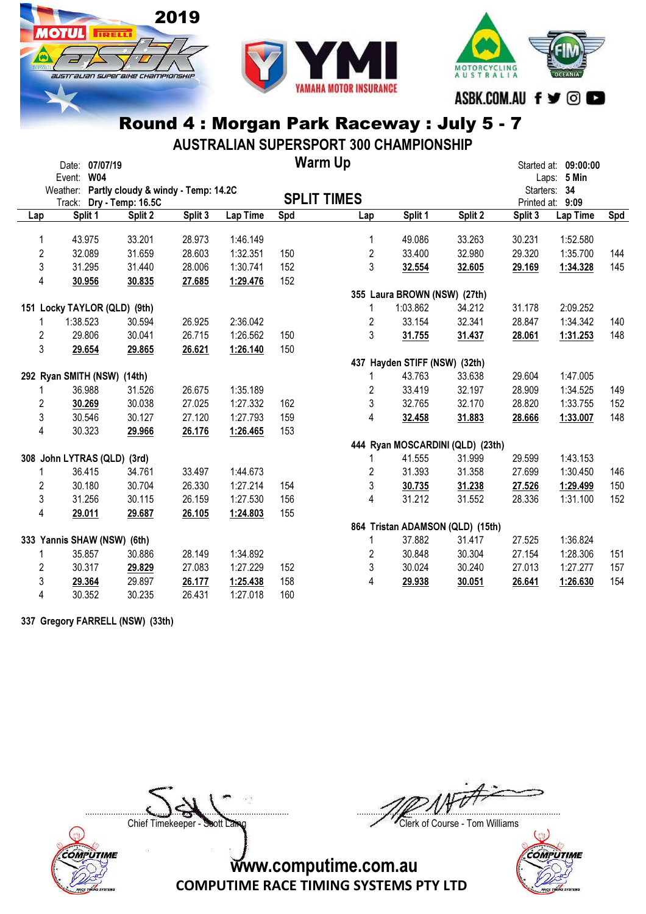# Round 4 : Morgan Park Raceway : July 5 - 7

## AUSTRALIAN SUPERSPORT 300 CHAMPIONSHIP

### Warm Up

Date: 07/07/19
Event: W04
Weather: Partly cloudy & windy - Temp: 14.2C
Track: Dry - Temp: 16.5C

Started at: 09:00:00
Laps: 5 Min
Starters: 34
Printed at: 9:09

### SPLIT TIMES

| Lap | Split 1 | Split 2 | Split 3 | Lap Time | Spd |
|---|---|---|---|---|---|
| 1 | 43.975 | 33.201 | 28.973 | 1:46.149 | |
| 2 | 32.089 | 31.659 | 28.603 | 1:32.351 | 150 |
| 3 | 31.295 | 31.440 | 28.006 | 1:30.741 | 152 |
| 4 | 30.956 | 30.835 | 27.685 | 1:29.476 | 152 |

**151 Locky TAYLOR (QLD) (9th)**

| Lap | Split 1 | Split 2 | Split 3 | Lap Time | Spd |
|---|---|---|---|---|---|
| 1 | 1:38.523 | 30.594 | 26.925 | 2:36.042 | |
| 2 | 29.806 | 30.041 | 26.715 | 1:26.562 | 150 |
| 3 | 29.654 | 29.865 | 26.621 | 1:26.140 | 150 |

**292 Ryan SMITH (NSW) (14th)**

| Lap | Split 1 | Split 2 | Split 3 | Lap Time | Spd |
|---|---|---|---|---|---|
| 1 | 36.988 | 31.526 | 26.675 | 1:35.189 | |
| 2 | 30.269 | 30.038 | 27.025 | 1:27.332 | 162 |
| 3 | 30.546 | 30.127 | 27.120 | 1:27.793 | 159 |
| 4 | 30.323 | 29.966 | 26.176 | 1:26.465 | 153 |

**308 John LYTRAS (QLD) (3rd)**

| Lap | Split 1 | Split 2 | Split 3 | Lap Time | Spd |
|---|---|---|---|---|---|
| 1 | 36.415 | 34.761 | 33.497 | 1:44.673 | |
| 2 | 30.180 | 30.704 | 26.330 | 1:27.214 | 154 |
| 3 | 31.256 | 30.115 | 26.159 | 1:27.530 | 156 |
| 4 | 29.011 | 29.687 | 26.105 | 1:24.803 | 155 |

**333 Yannis SHAW (NSW) (6th)**

| Lap | Split 1 | Split 2 | Split 3 | Lap Time | Spd |
|---|---|---|---|---|---|
| 1 | 35.857 | 30.886 | 28.149 | 1:34.892 | |
| 2 | 30.317 | 29.829 | 27.083 | 1:27.229 | 152 |
| 3 | 29.364 | 29.897 | 26.177 | 1:25.438 | 158 |
| 4 | 30.352 | 30.235 | 26.431 | 1:27.018 | 160 |

**337 Gregory FARRELL (NSW) (33th)**

| Lap | Split 1 | Split 2 | Split 3 | Lap Time | Spd |
|---|---|---|---|---|---|
| 1 | 49.086 | 33.263 | 30.231 | 1:52.580 | |
| 2 | 33.400 | 32.980 | 29.320 | 1:35.700 | 144 |
| 3 | 32.554 | 32.605 | 29.169 | 1:34.328 | 145 |

**355 Laura BROWN (NSW) (27th)**

| Lap | Split 1 | Split 2 | Split 3 | Lap Time | Spd |
|---|---|---|---|---|---|
| 1 | 1:03.862 | 34.212 | 31.178 | 2:09.252 | |
| 2 | 33.154 | 32.341 | 28.847 | 1:34.342 | 140 |
| 3 | 31.755 | 31.437 | 28.061 | 1:31.253 | 148 |

**437 Hayden STIFF (NSW) (32th)**

| Lap | Split 1 | Split 2 | Split 3 | Lap Time | Spd |
|---|---|---|---|---|---|
| 1 | 43.763 | 33.638 | 29.604 | 1:47.005 | |
| 2 | 33.419 | 32.197 | 28.909 | 1:34.525 | 149 |
| 3 | 32.765 | 32.170 | 28.820 | 1:33.755 | 152 |
| 4 | 32.458 | 31.883 | 28.666 | 1:33.007 | 148 |

**444 Ryan MOSCARDINI (QLD) (23th)**

| Lap | Split 1 | Split 2 | Split 3 | Lap Time | Spd |
|---|---|---|---|---|---|
| 1 | 41.555 | 31.999 | 29.599 | 1:43.153 | |
| 2 | 31.393 | 31.358 | 27.699 | 1:30.450 | 146 |
| 3 | 30.735 | 31.238 | 27.526 | 1:29.499 | 150 |
| 4 | 31.212 | 31.552 | 28.336 | 1:31.100 | 152 |

**864 Tristan ADAMSON (QLD) (15th)**

| Lap | Split 1 | Split 2 | Split 3 | Lap Time | Spd |
|---|---|---|---|---|---|
| 1 | 37.882 | 31.417 | 27.525 | 1:36.824 | |
| 2 | 30.848 | 30.304 | 27.154 | 1:28.306 | 151 |
| 3 | 30.024 | 30.240 | 27.013 | 1:27.277 | 157 |
| 4 | 29.938 | 30.051 | 26.641 | 1:26.630 | 154 |

Chief Timekeeper - Scott Laing

Clerk of Course - Tom Williams

www.computime.com.au
COMPUTIME RACE TIMING SYSTEMS PTY LTD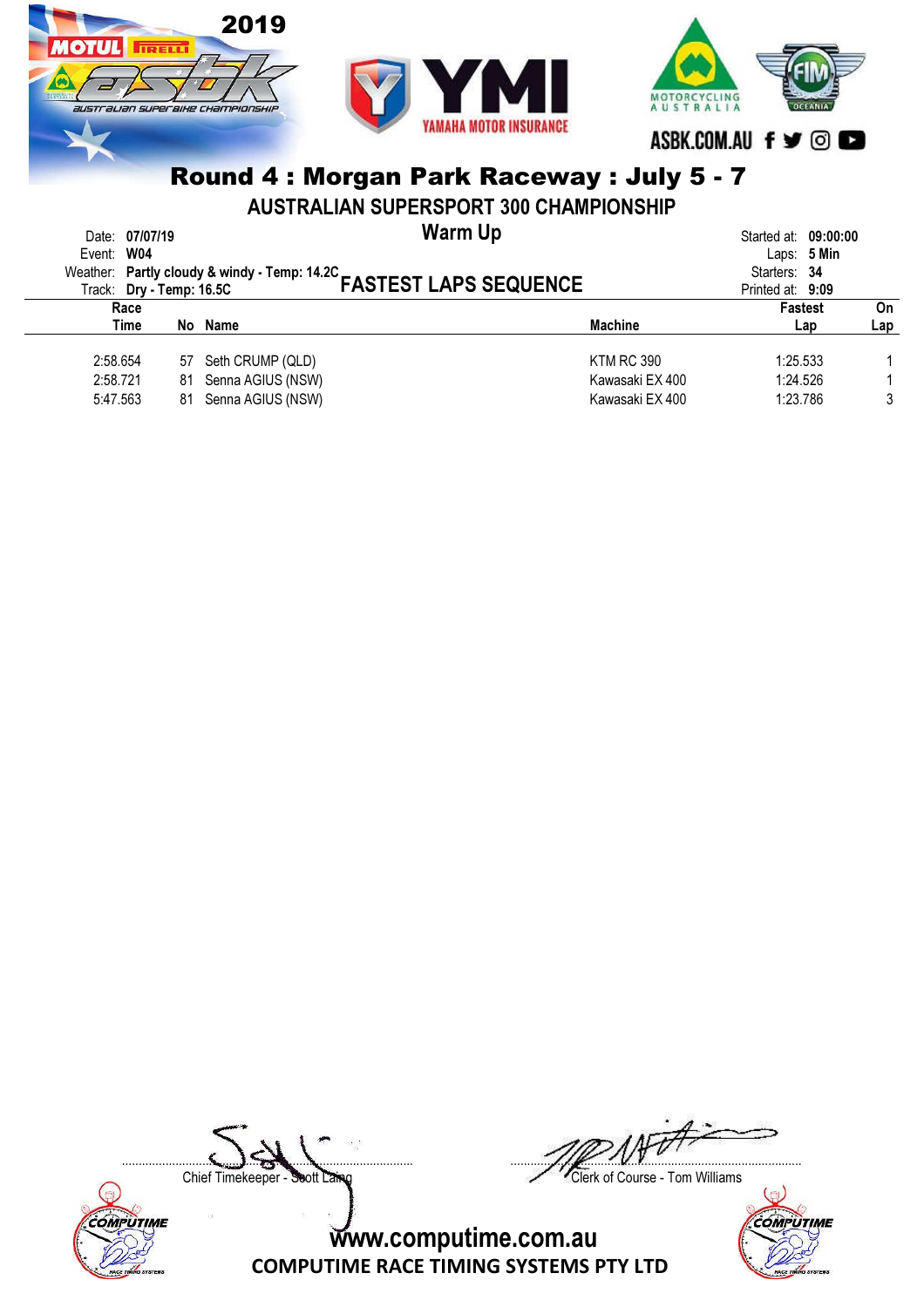# Round 4 : Morgan Park Raceway : July 5 - 7

## AUSTRALIAN SUPERSPORT 300 CHAMPIONSHIP

### Warm Up

Date: **07/07/19**
Event: **W04**
Weather: **Partly cloudy & windy - Temp: 14.2C**
Track: **Dry - Temp: 16.5C**

Started at: **09:00:00**
Laps: **5 Min**
Starters: **34**
Printed at: **9:09**

### FASTEST LAPS SEQUENCE

| Race Time | No | Name | Machine | Fastest Lap | On Lap |
|---|---|---|---|---|---|
| 2:58.654 | 57 | Seth CRUMP (QLD) | KTM RC 390 | 1:25.533 | 1 |
| 2:58.721 | 81 | Senna AGIUS (NSW) | Kawasaki EX 400 | 1:24.526 | 1 |
| 5:47.563 | 81 | Senna AGIUS (NSW) | Kawasaki EX 400 | 1:23.786 | 3 |

Chief Timekeeper - Scott Laing

Clerk of Course - Tom Williams

www.computime.com.au

COMPUTIME RACE TIMING SYSTEMS PTY LTD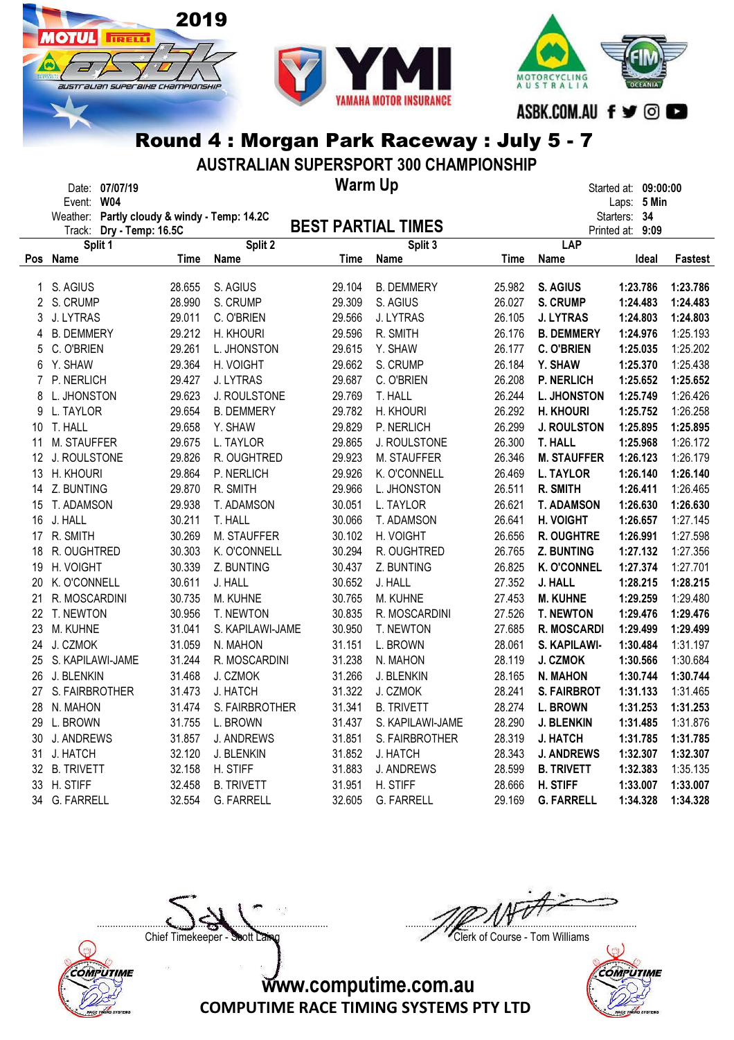2019

# Round 4 : Morgan Park Raceway : July 5 - 7

## AUSTRALIAN SUPERSPORT 300 CHAMPIONSHIP

### Warm Up

Date: **07/07/19**
Event: **W04**
Weather: **Partly cloudy & windy - Temp: 14.2C**
Track: **Dry - Temp: 16.5C**

Started at: **09:00:00**
Laps: **5 Min**
Starters: **34**
Printed at: **9:09**

### BEST PARTIAL TIMES

| Pos | Split 1 Name | Time | Split 2 Name | Time | Split 3 Name | Time | LAP Name | Ideal | Fastest |
|---|---|---|---|---|---|---|---|---|---|
| 1 | S. AGIUS | 28.655 | S. AGIUS | 29.104 | B. DEMMERY | 25.982 | **S. AGIUS** | **1:23.786** | **1:23.786** |
| 2 | S. CRUMP | 28.990 | S. CRUMP | 29.309 | S. AGIUS | 26.027 | **S. CRUMP** | **1:24.483** | **1:24.483** |
| 3 | J. LYTRAS | 29.011 | C. O'BRIEN | 29.566 | J. LYTRAS | 26.105 | **J. LYTRAS** | **1:24.803** | **1:24.803** |
| 4 | B. DEMMERY | 29.212 | H. KHOURI | 29.596 | R. SMITH | 26.176 | **B. DEMMERY** | **1:24.976** | 1:25.193 |
| 5 | C. O'BRIEN | 29.261 | L. JHONSTON | 29.615 | Y. SHAW | 26.177 | **C. O'BRIEN** | **1:25.035** | 1:25.202 |
| 6 | Y. SHAW | 29.364 | H. VOIGHT | 29.662 | S. CRUMP | 26.184 | **Y. SHAW** | **1:25.370** | 1:25.438 |
| 7 | P. NERLICH | 29.427 | J. LYTRAS | 29.687 | C. O'BRIEN | 26.208 | **P. NERLICH** | **1:25.652** | **1:25.652** |
| 8 | L. JHONSTON | 29.623 | J. ROULSTONE | 29.769 | T. HALL | 26.244 | **L. JHONSTON** | **1:25.749** | 1:26.426 |
| 9 | L. TAYLOR | 29.654 | B. DEMMERY | 29.782 | H. KHOURI | 26.292 | **H. KHOURI** | **1:25.752** | 1:26.258 |
| 10 | T. HALL | 29.658 | Y. SHAW | 29.829 | P. NERLICH | 26.299 | **J. ROULSTON** | **1:25.895** | **1:25.895** |
| 11 | M. STAUFFER | 29.675 | L. TAYLOR | 29.865 | J. ROULSTONE | 26.300 | **T. HALL** | **1:25.968** | 1:26.172 |
| 12 | J. ROULSTONE | 29.826 | R. OUGHTRED | 29.923 | M. STAUFFER | 26.346 | **M. STAUFFER** | **1:26.123** | 1:26.179 |
| 13 | H. KHOURI | 29.864 | P. NERLICH | 29.926 | K. O'CONNELL | 26.469 | **L. TAYLOR** | **1:26.140** | **1:26.140** |
| 14 | Z. BUNTING | 29.870 | R. SMITH | 29.966 | L. JHONSTON | 26.511 | **R. SMITH** | **1:26.411** | 1:26.465 |
| 15 | T. ADAMSON | 29.938 | T. ADAMSON | 30.051 | L. TAYLOR | 26.621 | **T. ADAMSON** | **1:26.630** | **1:26.630** |
| 16 | J. HALL | 30.211 | T. HALL | 30.066 | T. ADAMSON | 26.641 | **H. VOIGHT** | **1:26.657** | 1:27.145 |
| 17 | R. SMITH | 30.269 | M. STAUFFER | 30.102 | H. VOIGHT | 26.656 | **R. OUGHTRE** | **1:26.991** | 1:27.598 |
| 18 | R. OUGHTRED | 30.303 | K. O'CONNELL | 30.294 | R. OUGHTRED | 26.765 | **Z. BUNTING** | **1:27.132** | 1:27.356 |
| 19 | H. VOIGHT | 30.339 | Z. BUNTING | 30.437 | Z. BUNTING | 26.825 | **K. O'CONNEL** | **1:27.374** | 1:27.701 |
| 20 | K. O'CONNELL | 30.611 | J. HALL | 30.652 | J. HALL | 27.352 | **J. HALL** | **1:28.215** | **1:28.215** |
| 21 | R. MOSCARDINI | 30.735 | M. KUHNE | 30.765 | M. KUHNE | 27.453 | **M. KUHNE** | **1:29.259** | 1:29.480 |
| 22 | T. NEWTON | 30.956 | T. NEWTON | 30.835 | R. MOSCARDINI | 27.526 | **T. NEWTON** | **1:29.476** | **1:29.476** |
| 23 | M. KUHNE | 31.041 | S. KAPILAWI-JAME | 30.950 | T. NEWTON | 27.685 | **R. MOSCARDI** | **1:29.499** | **1:29.499** |
| 24 | J. CZMOK | 31.059 | N. MAHON | 31.151 | L. BROWN | 28.061 | **S. KAPILAWI-** | **1:30.484** | 1:31.197 |
| 25 | S. KAPILAWI-JAME | 31.244 | R. MOSCARDINI | 31.238 | N. MAHON | 28.119 | **J. CZMOK** | **1:30.566** | 1:30.684 |
| 26 | J. BLENKIN | 31.468 | J. CZMOK | 31.266 | J. BLENKIN | 28.165 | **N. MAHON** | **1:30.744** | **1:30.744** |
| 27 | S. FAIRBROTHER | 31.473 | J. HATCH | 31.322 | J. CZMOK | 28.241 | **S. FAIRBROT** | **1:31.133** | 1:31.465 |
| 28 | N. MAHON | 31.474 | S. FAIRBROTHER | 31.341 | B. TRIVETT | 28.274 | **L. BROWN** | **1:31.253** | **1:31.253** |
| 29 | L. BROWN | 31.755 | L. BROWN | 31.437 | S. KAPILAWI-JAME | 28.290 | **J. BLENKIN** | **1:31.485** | 1:31.876 |
| 30 | J. ANDREWS | 31.857 | J. ANDREWS | 31.851 | S. FAIRBROTHER | 28.319 | **J. HATCH** | **1:31.785** | **1:31.785** |
| 31 | J. HATCH | 32.120 | J. BLENKIN | 31.852 | J. HATCH | 28.343 | **J. ANDREWS** | **1:32.307** | **1:32.307** |
| 32 | B. TRIVETT | 32.158 | H. STIFF | 31.883 | J. ANDREWS | 28.599 | **B. TRIVETT** | **1:32.383** | 1:35.135 |
| 33 | H. STIFF | 32.458 | B. TRIVETT | 31.951 | H. STIFF | 28.666 | **H. STIFF** | **1:33.007** | **1:33.007** |
| 34 | G. FARRELL | 32.554 | G. FARRELL | 32.605 | G. FARRELL | 29.169 | **G. FARRELL** | **1:34.328** | **1:34.328** |

Chief Timekeeper - Scott Laing

Clerk of Course - Tom Williams

www.computime.com.au
COMPUTIME RACE TIMING SYSTEMS PTY LTD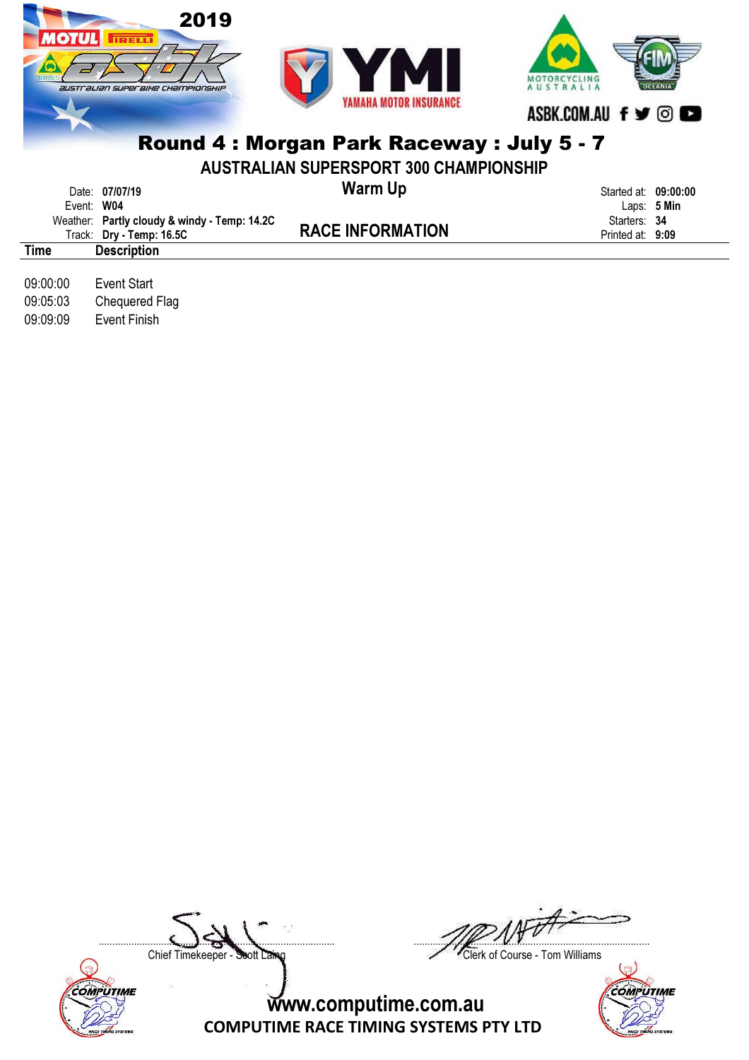2019

ASBK.COM.AU

# Round 4 : Morgan Park Raceway : July 5 - 7

## AUSTRALIAN SUPERSPORT 300 CHAMPIONSHIP

### Warm Up

### RACE INFORMATION

| | | | |
|---|---|---|---|
| Date: | **07/07/19** | Started at: | **09:00:00** |
| Event: | **W04** | Laps: | **5 Min** |
| Weather: | **Partly cloudy & windy - Temp: 14.2C** | Starters: | **34** |
| Track: | **Dry - Temp: 16.5C** | Printed at: | **9:09** |

| Time | Description |
|---|---|
| 09:00:00 | Event Start |
| 09:05:03 | Chequered Flag |
| 09:09:09 | Event Finish |

Chief Timekeeper - Scott Laing

Clerk of Course - Tom Williams

www.computime.com.au

COMPUTIME RACE TIMING SYSTEMS PTY LTD